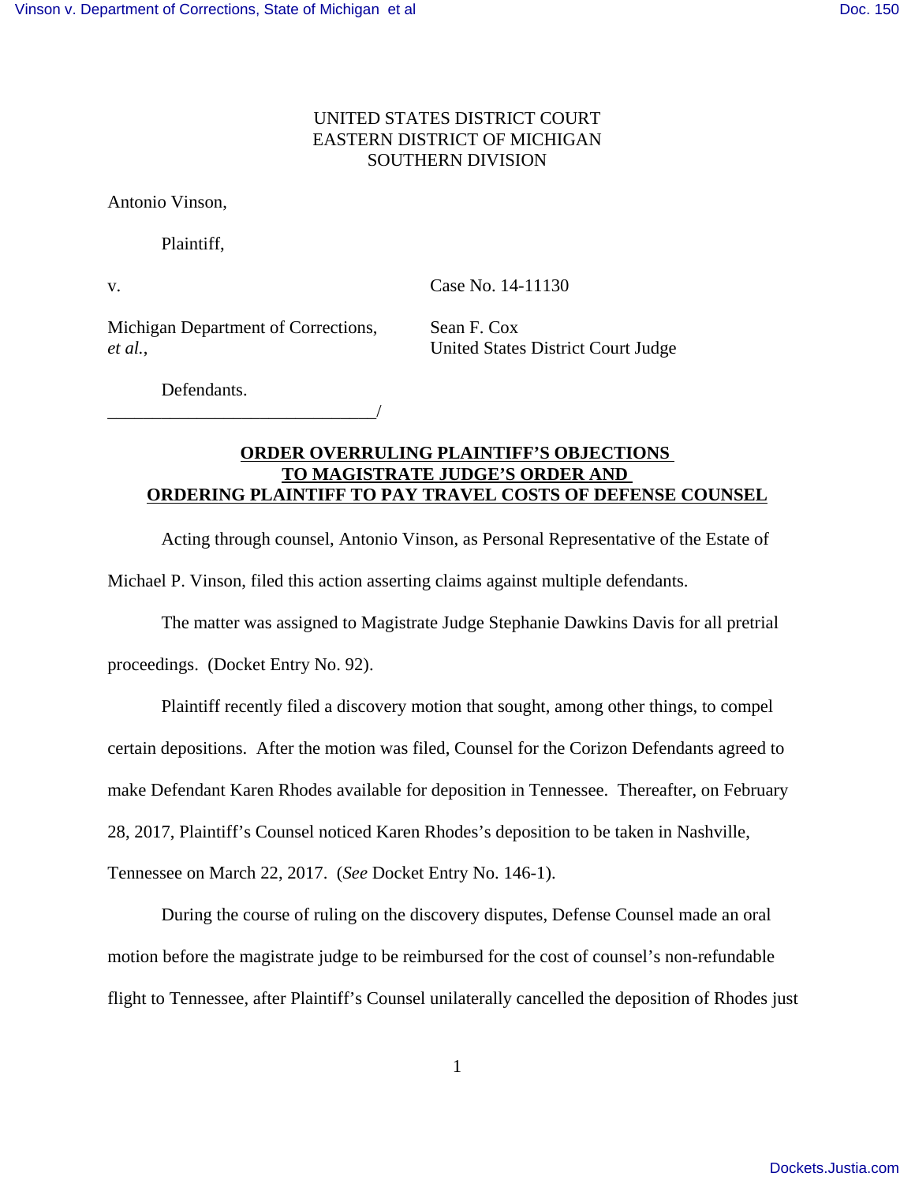UNITED STATES DISTRICT COURT
EASTERN DISTRICT OF MICHIGAN
SOUTHERN DIVISION

Antonio Vinson,

Plaintiff,

v. Case No. 14-11130

Michigan Department of Corrections, *et al.*,

Sean F. Cox
United States District Court Judge

Defendants.
______________________________/

**ORDER OVERRULING PLAINTIFF'S OBJECTIONS TO MAGISTRATE JUDGE'S ORDER AND ORDERING PLAINTIFF TO PAY TRAVEL COSTS OF DEFENSE COUNSEL**

Acting through counsel, Antonio Vinson, as Personal Representative of the Estate of Michael P. Vinson, filed this action asserting claims against multiple defendants.

The matter was assigned to Magistrate Judge Stephanie Dawkins Davis for all pretrial proceedings. (Docket Entry No. 92).

Plaintiff recently filed a discovery motion that sought, among other things, to compel certain depositions. After the motion was filed, Counsel for the Corizon Defendants agreed to make Defendant Karen Rhodes available for deposition in Tennessee. Thereafter, on February 28, 2017, Plaintiff's Counsel noticed Karen Rhodes's deposition to be taken in Nashville, Tennessee on March 22, 2017. (*See* Docket Entry No. 146-1).

During the course of ruling on the discovery disputes, Defense Counsel made an oral motion before the magistrate judge to be reimbursed for the cost of counsel's non-refundable flight to Tennessee, after Plaintiff's Counsel unilaterally cancelled the deposition of Rhodes just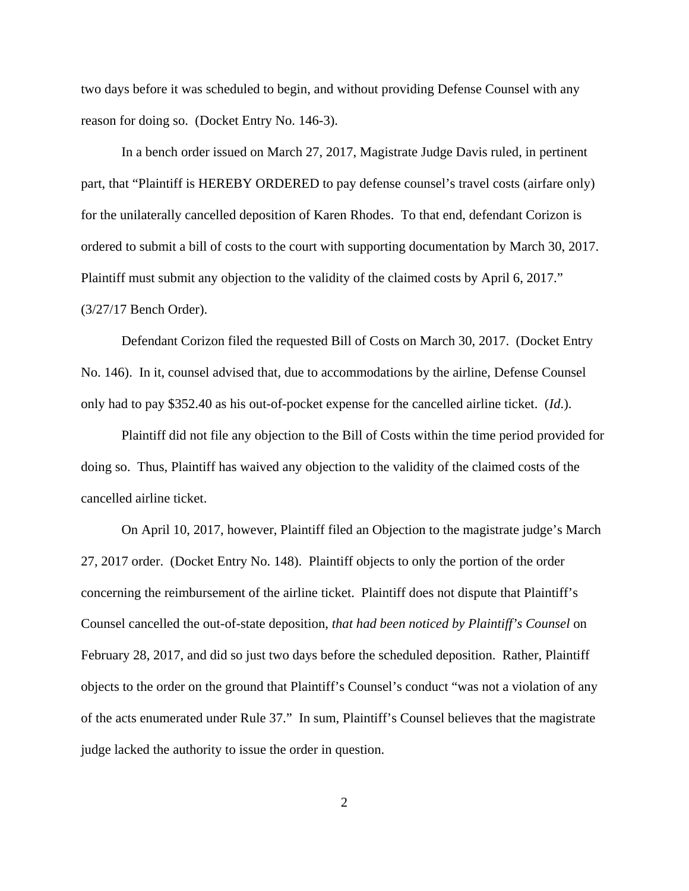two days before it was scheduled to begin, and without providing Defense Counsel with any reason for doing so. (Docket Entry No. 146-3).

In a bench order issued on March 27, 2017, Magistrate Judge Davis ruled, in pertinent part, that "Plaintiff is HEREBY ORDERED to pay defense counsel's travel costs (airfare only) for the unilaterally cancelled deposition of Karen Rhodes. To that end, defendant Corizon is ordered to submit a bill of costs to the court with supporting documentation by March 30, 2017. Plaintiff must submit any objection to the validity of the claimed costs by April 6, 2017." (3/27/17 Bench Order).

Defendant Corizon filed the requested Bill of Costs on March 30, 2017. (Docket Entry No. 146). In it, counsel advised that, due to accommodations by the airline, Defense Counsel only had to pay $352.40 as his out-of-pocket expense for the cancelled airline ticket. (*Id.*).

Plaintiff did not file any objection to the Bill of Costs within the time period provided for doing so. Thus, Plaintiff has waived any objection to the validity of the claimed costs of the cancelled airline ticket.

On April 10, 2017, however, Plaintiff filed an Objection to the magistrate judge's March 27, 2017 order. (Docket Entry No. 148). Plaintiff objects to only the portion of the order concerning the reimbursement of the airline ticket. Plaintiff does not dispute that Plaintiff's Counsel cancelled the out-of-state deposition, *that had been noticed by Plaintiff's Counsel* on February 28, 2017, and did so just two days before the scheduled deposition. Rather, Plaintiff objects to the order on the ground that Plaintiff's Counsel's conduct "was not a violation of any of the acts enumerated under Rule 37." In sum, Plaintiff's Counsel believes that the magistrate judge lacked the authority to issue the order in question.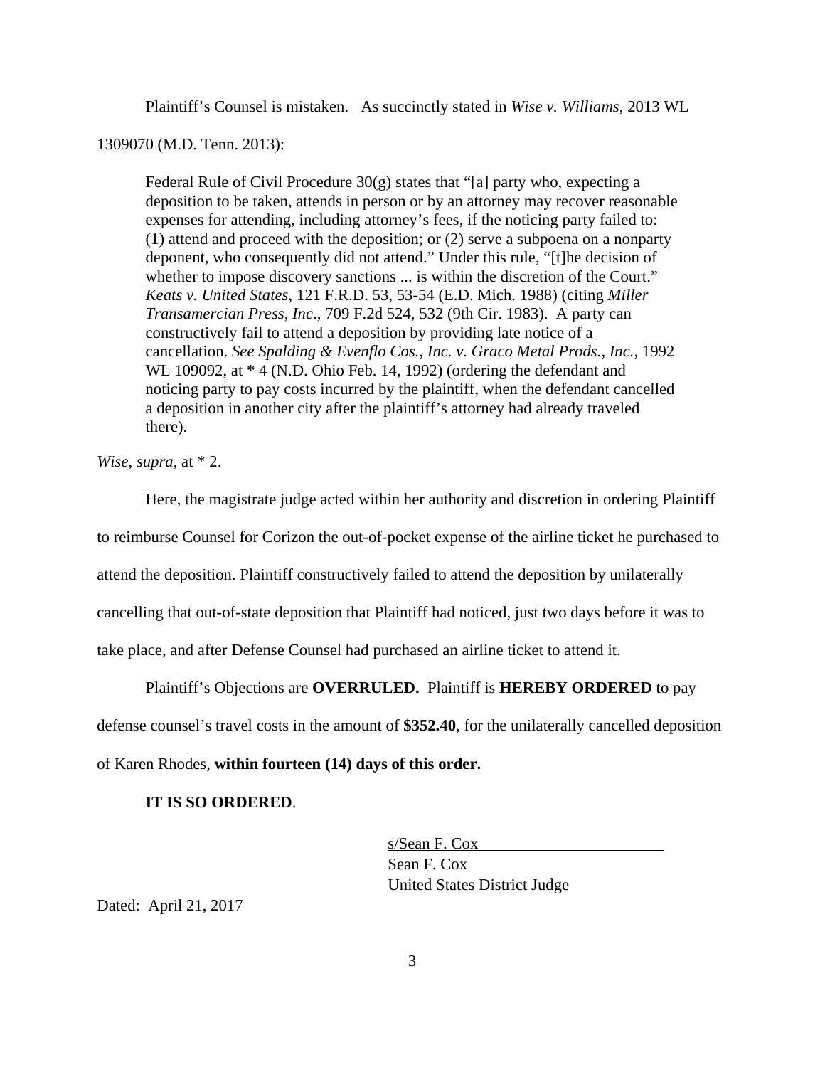Plaintiff's Counsel is mistaken. As succinctly stated in *Wise v. Williams*, 2013 WL 1309070 (M.D. Tenn. 2013):

> Federal Rule of Civil Procedure 30(g) states that "[a] party who, expecting a deposition to be taken, attends in person or by an attorney may recover reasonable expenses for attending, including attorney's fees, if the noticing party failed to: (1) attend and proceed with the deposition; or (2) serve a subpoena on a nonparty deponent, who consequently did not attend." Under this rule, "[t]he decision of whether to impose discovery sanctions ... is within the discretion of the Court." *Keats v. United States*, 121 F.R.D. 53, 53-54 (E.D. Mich. 1988) (citing *Miller Transamercian Press, Inc.*, 709 F.2d 524, 532 (9th Cir. 1983). A party can constructively fail to attend a deposition by providing late notice of a cancellation. *See Spalding & Evenflo Cos., Inc. v. Graco Metal Prods., Inc.*, 1992 WL 109092, at * 4 (N.D. Ohio Feb. 14, 1992) (ordering the defendant and noticing party to pay costs incurred by the plaintiff, when the defendant cancelled a deposition in another city after the plaintiff's attorney had already traveled there).

*Wise*, *supra*, at * 2.

Here, the magistrate judge acted within her authority and discretion in ordering Plaintiff to reimburse Counsel for Corizon the out-of-pocket expense of the airline ticket he purchased to attend the deposition. Plaintiff constructively failed to attend the deposition by unilaterally cancelling that out-of-state deposition that Plaintiff had noticed, just two days before it was to take place, and after Defense Counsel had purchased an airline ticket to attend it.

Plaintiff's Objections are **OVERRULED.** Plaintiff is **HEREBY ORDERED** to pay defense counsel's travel costs in the amount of **$352.40**, for the unilaterally cancelled deposition of Karen Rhodes, **within fourteen (14) days of this order.**

**IT IS SO ORDERED**.

s/Sean F. Cox
Sean F. Cox
United States District Judge

Dated: April 21, 2017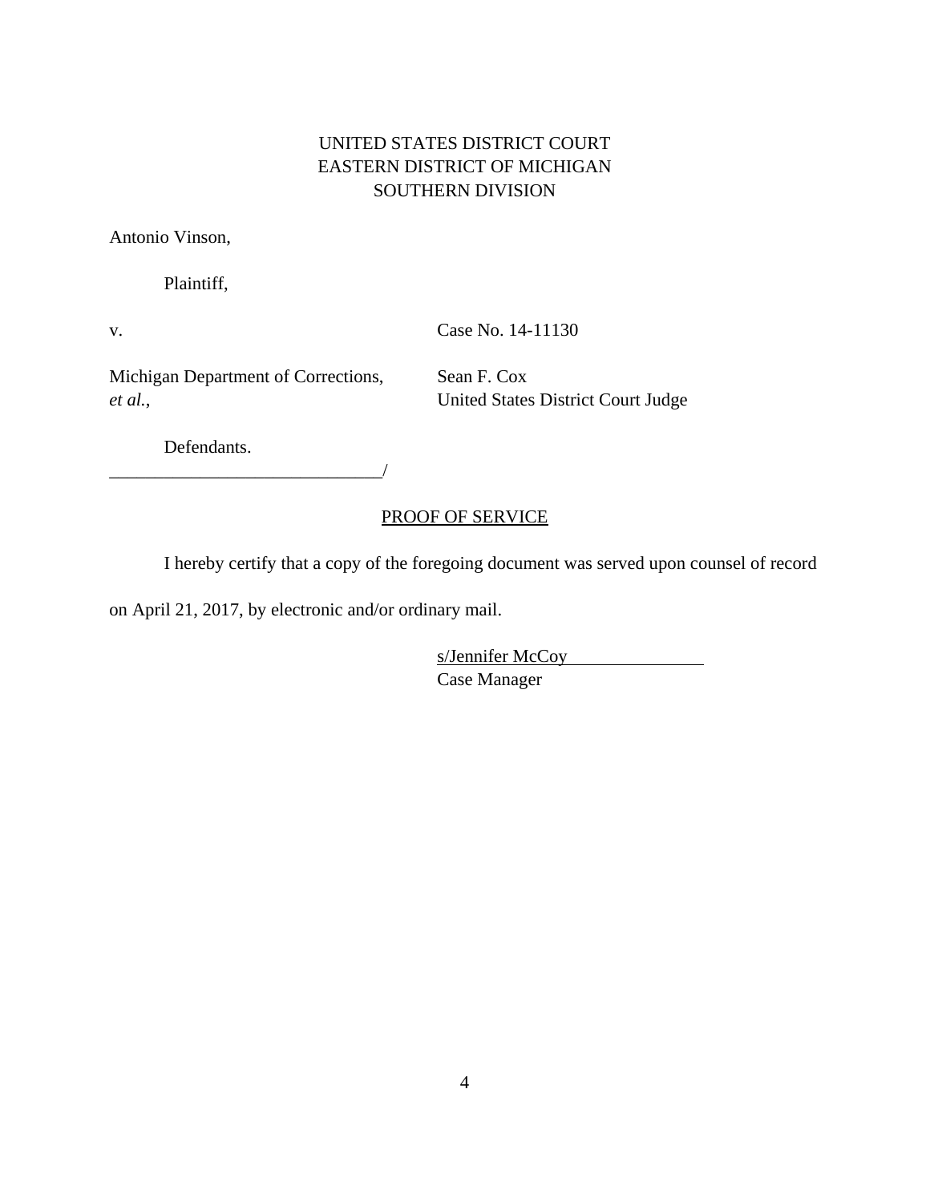UNITED STATES DISTRICT COURT
EASTERN DISTRICT OF MICHIGAN
SOUTHERN DIVISION

Antonio Vinson,

Plaintiff,

v.

Case No. 14-11130

Michigan Department of Corrections, *et al.*,

Sean F. Cox
United States District Court Judge

Defendants.
______________________________/

PROOF OF SERVICE

I hereby certify that a copy of the foregoing document was served upon counsel of record on April 21, 2017, by electronic and/or ordinary mail.

s/Jennifer McCoy
Case Manager